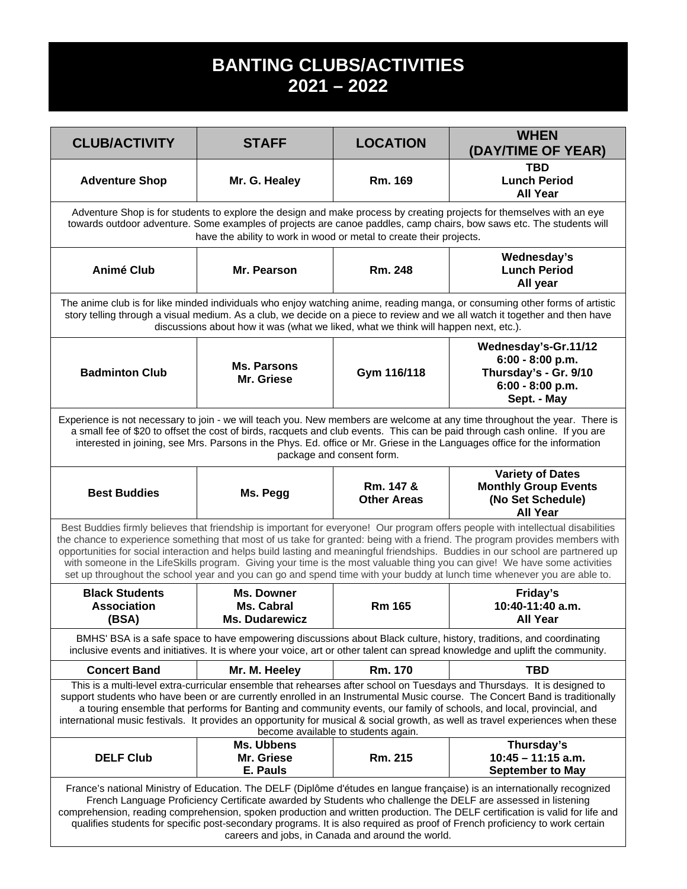# BANTING CLUBS/ACTIVITIES
# 2021 – 2022

| CLUB/ACTIVITY | STAFF | LOCATION | WHEN (DAY/TIME OF YEAR) |
|---|---|---|---|
| **Adventure Shop** | **Mr. G. Healey** | **Rm. 169** | **TBD Lunch Period All Year** |
| Adventure Shop is for students to explore the design and make process by creating projects for themselves with an eye towards outdoor adventure. Some examples of projects are canoe paddles, camp chairs, bow saws etc. The students will have the ability to work in wood or metal to create their projects. | | | |
| **Animé Club** | **Mr. Pearson** | **Rm. 248** | **Wednesday's Lunch Period All year** |
| The anime club is for like minded individuals who enjoy watching anime, reading manga, or consuming other forms of artistic story telling through a visual medium. As a club, we decide on a piece to review and we all watch it together and then have discussions about how it was (what we liked, what we think will happen next, etc.). | | | |
| **Badminton Club** | **Ms. Parsons Mr. Griese** | **Gym 116/118** | **Wednesday's-Gr.11/12 6:00 - 8:00 p.m. Thursday's - Gr. 9/10 6:00 - 8:00 p.m. Sept. - May** |
| Experience is not necessary to join - we will teach you. New members are welcome at any time throughout the year. There is a small fee of $20 to offset the cost of birds, racquets and club events. This can be paid through cash online. If you are interested in joining, see Mrs. Parsons in the Phys. Ed. office or Mr. Griese in the Languages office for the information package and consent form. | | | |
| **Best Buddies** | **Ms. Pegg** | **Rm. 147 & Other Areas** | **Variety of Dates Monthly Group Events (No Set Schedule) All Year** |
| Best Buddies firmly believes that friendship is important for everyone! Our program offers people with intellectual disabilities the chance to experience something that most of us take for granted: being with a friend. The program provides members with opportunities for social interaction and helps build lasting and meaningful friendships. Buddies in our school are partnered up with someone in the LifeSkills program. Giving your time is the most valuable thing you can give! We have some activities set up throughout the school year and you can go and spend time with your buddy at lunch time whenever you are able to. | | | |
| **Black Students Association (BSA)** | **Ms. Downer Ms. Cabral Ms. Dudarewicz** | **Rm 165** | **Friday's 10:40-11:40 a.m. All Year** |
| BMHS' BSA is a safe space to have empowering discussions about Black culture, history, traditions, and coordinating inclusive events and initiatives. It is where your voice, art or other talent can spread knowledge and uplift the community. | | | |
| **Concert Band** | **Mr. M. Heeley** | **Rm. 170** | **TBD** |
| This is a multi-level extra-curricular ensemble that rehearses after school on Tuesdays and Thursdays. It is designed to support students who have been or are currently enrolled in an Instrumental Music course. The Concert Band is traditionally a touring ensemble that performs for Banting and community events, our family of schools, and local, provincial, and international music festivals. It provides an opportunity for musical & social growth, as well as travel experiences when these become available to students again. | | | |
| **DELF Club** | **Ms. Ubbens Mr. Griese E. Pauls** | **Rm. 215** | **Thursday's 10:45 – 11:15 a.m. September to May** |
| France's national Ministry of Education. The DELF (Diplôme d'études en langue française) is an internationally recognized French Language Proficiency Certificate awarded by Students who challenge the DELF are assessed in listening comprehension, reading comprehension, spoken production and written production. The DELF certification is valid for life and qualifies students for specific post-secondary programs. It is also required as proof of French proficiency to work certain careers and jobs, in Canada and around the world. | | | |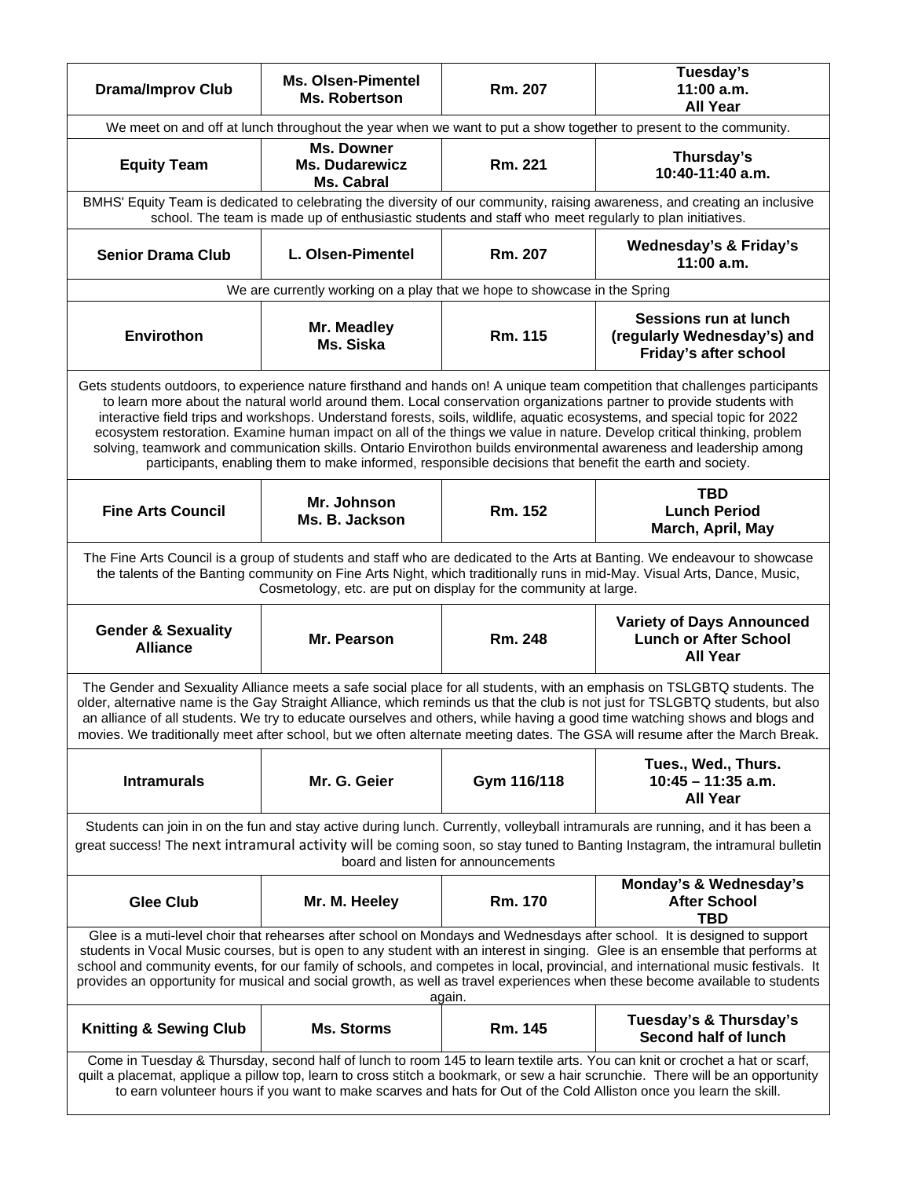| Club | Staff | Room | When |
|---|---|---|---|
| **Drama/Improv Club** | **Ms. Olsen-Pimentel Ms. Robertson** | **Rm. 207** | **Tuesday's 11:00 a.m. All Year** |
| We meet on and off at lunch throughout the year when we want to put a show together to present to the community. | | | |
| **Equity Team** | **Ms. Downer Ms. Dudarewicz Ms. Cabral** | **Rm. 221** | **Thursday's 10:40-11:40 a.m.** |
| BMHS' Equity Team is dedicated to celebrating the diversity of our community, raising awareness, and creating an inclusive school. The team is made up of enthusiastic students and staff who meet regularly to plan initiatives. | | | |
| **Senior Drama Club** | **L. Olsen-Pimentel** | **Rm. 207** | **Wednesday's & Friday's 11:00 a.m.** |
| We are currently working on a play that we hope to showcase in the Spring | | | |
| **Envirothon** | **Mr. Meadley Ms. Siska** | **Rm. 115** | **Sessions run at lunch (regularly Wednesday's) and Friday's after school** |
| Gets students outdoors, to experience nature firsthand and hands on! A unique team competition that challenges participants to learn more about the natural world around them. Local conservation organizations partner to provide students with interactive field trips and workshops. Understand forests, soils, wildlife, aquatic ecosystems, and special topic for 2022 ecosystem restoration. Examine human impact on all of the things we value in nature. Develop critical thinking, problem solving, teamwork and communication skills. Ontario Envirothon builds environmental awareness and leadership among participants, enabling them to make informed, responsible decisions that benefit the earth and society. | | | |
| **Fine Arts Council** | **Mr. Johnson Ms. B. Jackson** | **Rm. 152** | **TBD Lunch Period March, April, May** |
| The Fine Arts Council is a group of students and staff who are dedicated to the Arts at Banting. We endeavour to showcase the talents of the Banting community on Fine Arts Night, which traditionally runs in mid-May. Visual Arts, Dance, Music, Cosmetology, etc. are put on display for the community at large. | | | |
| **Gender & Sexuality Alliance** | **Mr. Pearson** | **Rm. 248** | **Variety of Days Announced Lunch or After School All Year** |
| The Gender and Sexuality Alliance meets a safe social place for all students, with an emphasis on TSLGBTQ students. The older, alternative name is the Gay Straight Alliance, which reminds us that the club is not just for TSLGBTQ students, but also an alliance of all students. We try to educate ourselves and others, while having a good time watching shows and blogs and movies. We traditionally meet after school, but we often alternate meeting dates. The GSA will resume after the March Break. | | | |
| **Intramurals** | **Mr. G. Geier** | **Gym 116/118** | **Tues., Wed., Thurs. 10:45 – 11:35 a.m. All Year** |
| Students can join in on the fun and stay active during lunch. Currently, volleyball intramurals are running, and it has been a great success! The next intramural activity will be coming soon, so stay tuned to Banting Instagram, the intramural bulletin board and listen for announcements | | | |
| **Glee Club** | **Mr. M. Heeley** | **Rm. 170** | **Monday's & Wednesday's After School TBD** |
| Glee is a muti-level choir that rehearses after school on Mondays and Wednesdays after school. It is designed to support students in Vocal Music courses, but is open to any student with an interest in singing. Glee is an ensemble that performs at school and community events, for our family of schools, and competes in local, provincial, and international music festivals. It provides an opportunity for musical and social growth, as well as travel experiences when these become available to students again. | | | |
| **Knitting & Sewing Club** | **Ms. Storms** | **Rm. 145** | **Tuesday's & Thursday's Second half of lunch** |
| Come in Tuesday & Thursday, second half of lunch to room 145 to learn textile arts. You can knit or crochet a hat or scarf, quilt a placemat, applique a pillow top, learn to cross stitch a bookmark, or sew a hair scrunchie. There will be an opportunity to earn volunteer hours if you want to make scarves and hats for Out of the Cold Alliston once you learn the skill. | | | |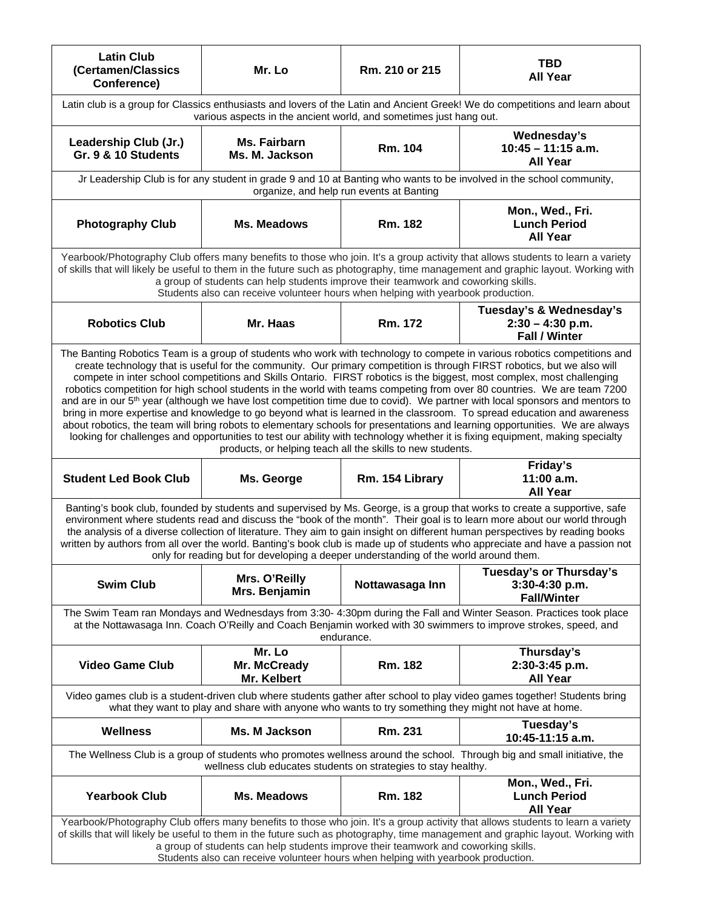| | | | |
|---|---|---|---|
| **Latin Club (Certamen/Classics Conference)** | **Mr. Lo** | **Rm. 210 or 215** | **TBD All Year** |
| Latin club is a group for Classics enthusiasts and lovers of the Latin and Ancient Greek! We do competitions and learn about various aspects in the ancient world, and sometimes just hang out. | | | |
| **Leadership Club (Jr.) Gr. 9 & 10 Students** | **Ms. Fairbarn Ms. M. Jackson** | **Rm. 104** | **Wednesday's 10:45 – 11:15 a.m. All Year** |
| Jr Leadership Club is for any student in grade 9 and 10 at Banting who wants to be involved in the school community, organize, and help run events at Banting | | | |
| **Photography Club** | **Ms. Meadows** | **Rm. 182** | **Mon., Wed., Fri. Lunch Period All Year** |
| Yearbook/Photography Club offers many benefits to those who join. It's a group activity that allows students to learn a variety of skills that will likely be useful to them in the future such as photography, time management and graphic layout. Working with a group of students can help students improve their teamwork and coworking skills. Students also can receive volunteer hours when helping with yearbook production. | | | |
| **Robotics Club** | **Mr. Haas** | **Rm. 172** | **Tuesday's & Wednesday's 2:30 – 4:30 p.m. Fall / Winter** |
| The Banting Robotics Team is a group of students who work with technology to compete in various robotics competitions and create technology that is useful for the community. Our primary competition is through FIRST robotics, but we also will compete in inter school competitions and Skills Ontario. FIRST robotics is the biggest, most complex, most challenging robotics competition for high school students in the world with teams competing from over 80 countries. We are team 7200 and are in our 5th year (although we have lost competition time due to covid). We partner with local sponsors and mentors to bring in more expertise and knowledge to go beyond what is learned in the classroom. To spread education and awareness about robotics, the team will bring robots to elementary schools for presentations and learning opportunities. We are always looking for challenges and opportunities to test our ability with technology whether it is fixing equipment, making specialty products, or helping teach all the skills to new students. | | | |
| **Student Led Book Club** | **Ms. George** | **Rm. 154 Library** | **Friday's 11:00 a.m. All Year** |
| Banting's book club, founded by students and supervised by Ms. George, is a group that works to create a supportive, safe environment where students read and discuss the "book of the month". Their goal is to learn more about our world through the analysis of a diverse collection of literature. They aim to gain insight on different human perspectives by reading books written by authors from all over the world. Banting's book club is made up of students who appreciate and have a passion not only for reading but for developing a deeper understanding of the world around them. | | | |
| **Swim Club** | **Mrs. O'Reilly Mrs. Benjamin** | **Nottawasaga Inn** | **Tuesday's or Thursday's 3:30-4:30 p.m. Fall/Winter** |
| The Swim Team ran Mondays and Wednesdays from 3:30- 4:30pm during the Fall and Winter Season. Practices took place at the Nottawasaga Inn. Coach O'Reilly and Coach Benjamin worked with 30 swimmers to improve strokes, speed, and endurance. | | | |
| **Video Game Club** | **Mr. Lo Mr. McCready Mr. Kelbert** | **Rm. 182** | **Thursday's 2:30-3:45 p.m. All Year** |
| Video games club is a student-driven club where students gather after school to play video games together! Students bring what they want to play and share with anyone who wants to try something they might not have at home. | | | |
| **Wellness** | **Ms. M Jackson** | **Rm. 231** | **Tuesday's 10:45-11:15 a.m.** |
| The Wellness Club is a group of students who promotes wellness around the school. Through big and small initiative, the wellness club educates students on strategies to stay healthy. | | | |
| **Yearbook Club** | **Ms. Meadows** | **Rm. 182** | **Mon., Wed., Fri. Lunch Period All Year** |
| Yearbook/Photography Club offers many benefits to those who join. It's a group activity that allows students to learn a variety of skills that will likely be useful to them in the future such as photography, time management and graphic layout. Working with a group of students can help students improve their teamwork and coworking skills. Students also can receive volunteer hours when helping with yearbook production. | | | |